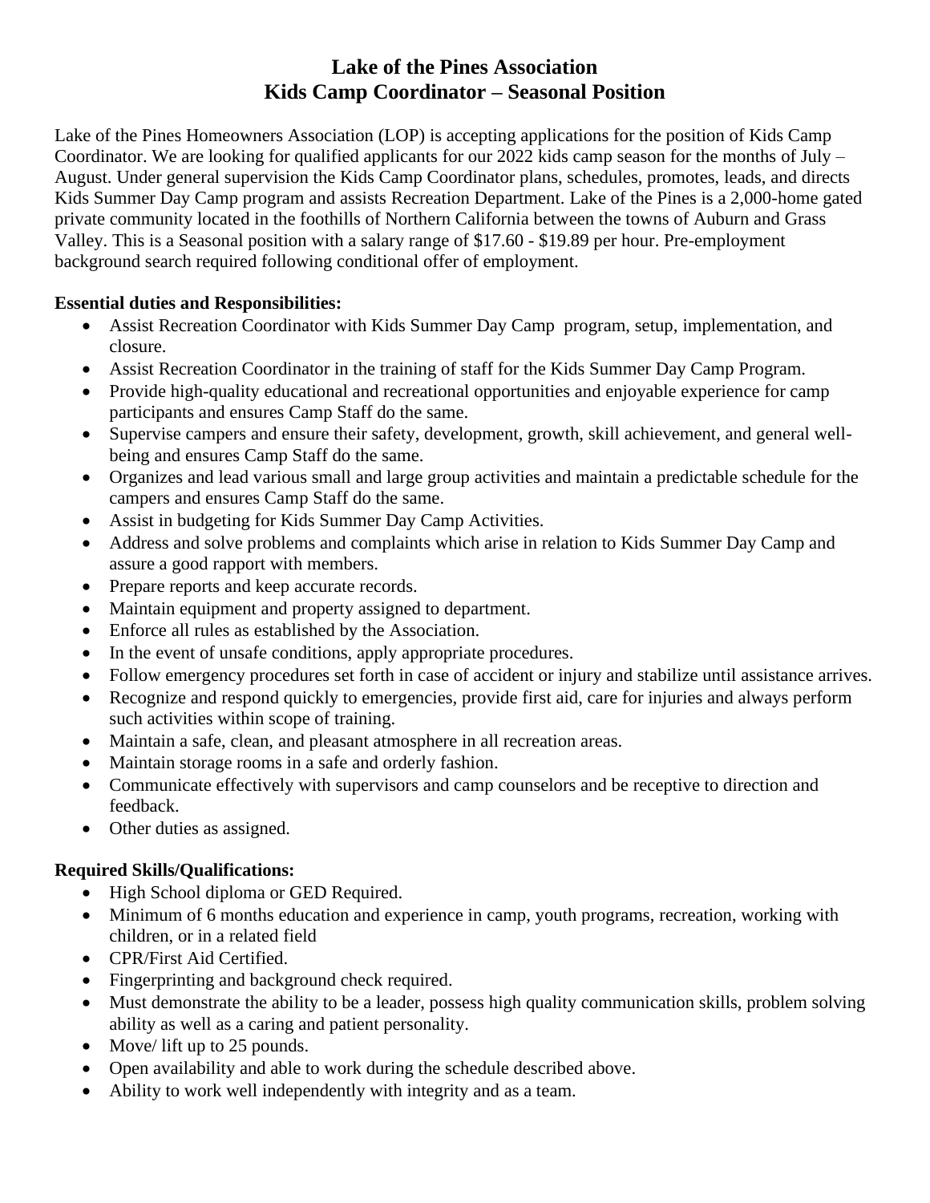# Lake of the Pines Association
# Kids Camp Coordinator – Seasonal Position

Lake of the Pines Homeowners Association (LOP) is accepting applications for the position of Kids Camp Coordinator. We are looking for qualified applicants for our 2022 kids camp season for the months of July – August. Under general supervision the Kids Camp Coordinator plans, schedules, promotes, leads, and directs Kids Summer Day Camp program and assists Recreation Department. Lake of the Pines is a 2,000-home gated private community located in the foothills of Northern California between the towns of Auburn and Grass Valley. This is a Seasonal position with a salary range of $17.60 - $19.89 per hour. Pre-employment background search required following conditional offer of employment.

**Essential duties and Responsibilities:**

- Assist Recreation Coordinator with Kids Summer Day Camp program, setup, implementation, and closure.
- Assist Recreation Coordinator in the training of staff for the Kids Summer Day Camp Program.
- Provide high-quality educational and recreational opportunities and enjoyable experience for camp participants and ensures Camp Staff do the same.
- Supervise campers and ensure their safety, development, growth, skill achievement, and general well-being and ensures Camp Staff do the same.
- Organizes and lead various small and large group activities and maintain a predictable schedule for the campers and ensures Camp Staff do the same.
- Assist in budgeting for Kids Summer Day Camp Activities.
- Address and solve problems and complaints which arise in relation to Kids Summer Day Camp and assure a good rapport with members.
- Prepare reports and keep accurate records.
- Maintain equipment and property assigned to department.
- Enforce all rules as established by the Association.
- In the event of unsafe conditions, apply appropriate procedures.
- Follow emergency procedures set forth in case of accident or injury and stabilize until assistance arrives.
- Recognize and respond quickly to emergencies, provide first aid, care for injuries and always perform such activities within scope of training.
- Maintain a safe, clean, and pleasant atmosphere in all recreation areas.
- Maintain storage rooms in a safe and orderly fashion.
- Communicate effectively with supervisors and camp counselors and be receptive to direction and feedback.
- Other duties as assigned.

**Required Skills/Qualifications:**

- High School diploma or GED Required.
- Minimum of 6 months education and experience in camp, youth programs, recreation, working with children, or in a related field
- CPR/First Aid Certified.
- Fingerprinting and background check required.
- Must demonstrate the ability to be a leader, possess high quality communication skills, problem solving ability as well as a caring and patient personality.
- Move/ lift up to 25 pounds.
- Open availability and able to work during the schedule described above.
- Ability to work well independently with integrity and as a team.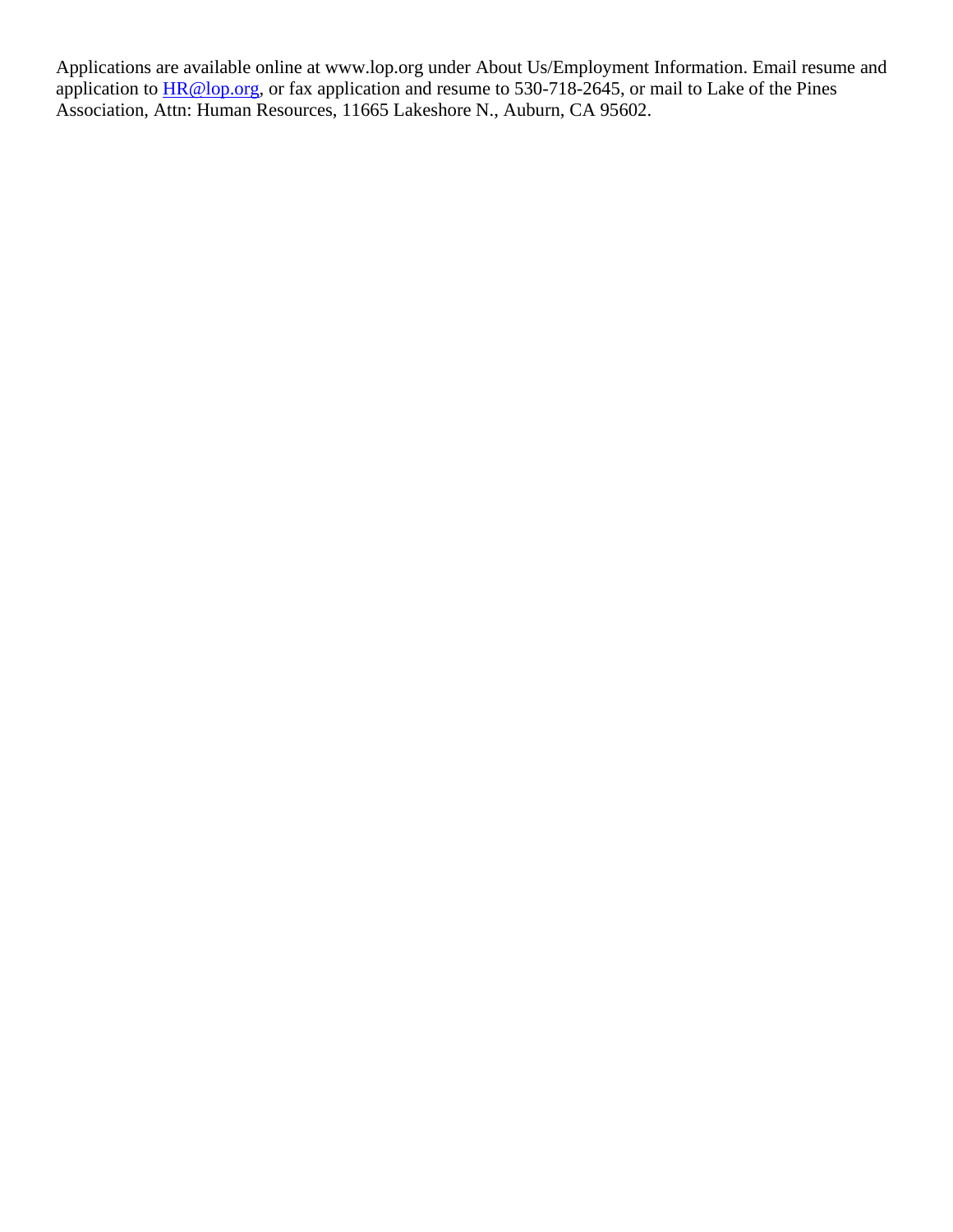Applications are available online at www.lop.org under About Us/Employment Information. Email resume and application to HR@lop.org, or fax application and resume to 530-718-2645, or mail to Lake of the Pines Association, Attn: Human Resources, 11665 Lakeshore N., Auburn, CA 95602.